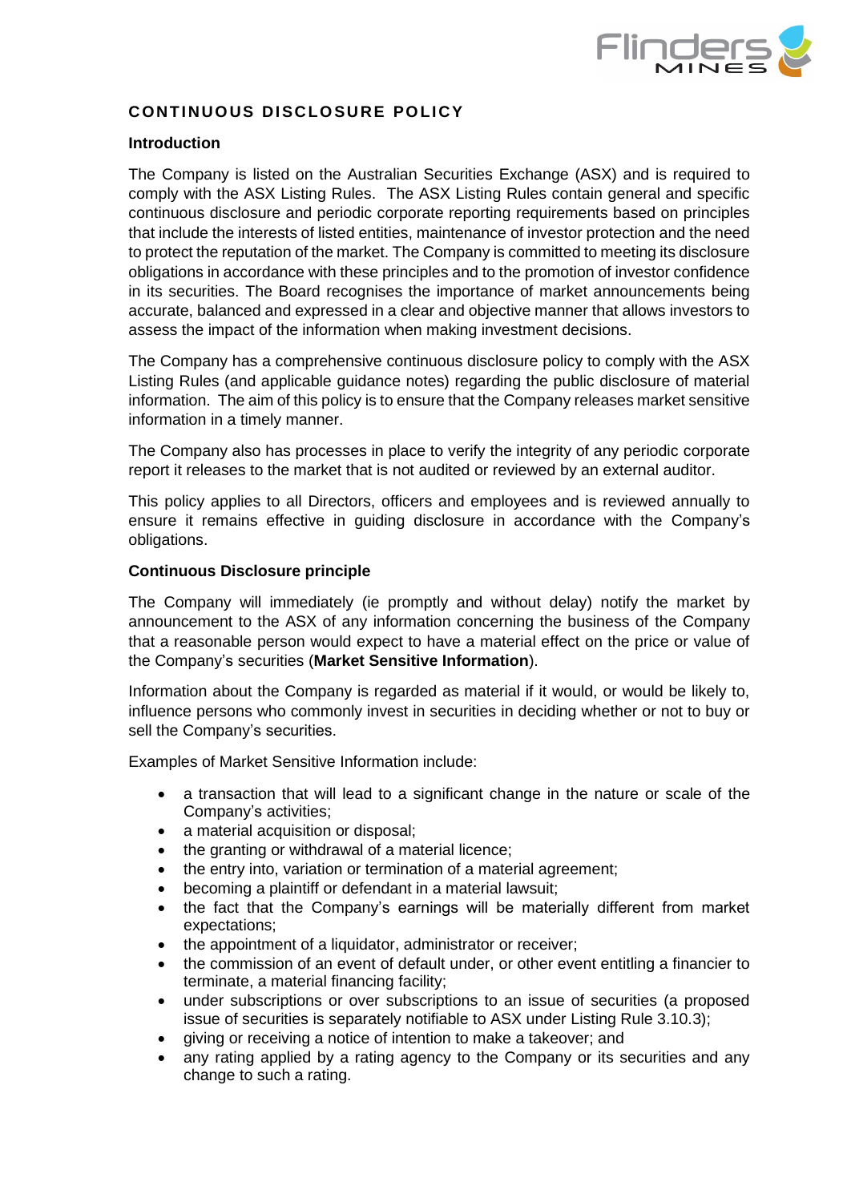# CONTINUOUS DISCLOSURE POLICY

## Introduction

The Company is listed on the Australian Securities Exchange (ASX) and is required to comply with the ASX Listing Rules. The ASX Listing Rules contain general and specific continuous disclosure and periodic corporate reporting requirements based on principles that include the interests of listed entities, maintenance of investor protection and the need to protect the reputation of the market. The Company is committed to meeting its disclosure obligations in accordance with these principles and to the promotion of investor confidence in its securities. The Board recognises the importance of market announcements being accurate, balanced and expressed in a clear and objective manner that allows investors to assess the impact of the information when making investment decisions.

The Company has a comprehensive continuous disclosure policy to comply with the ASX Listing Rules (and applicable guidance notes) regarding the public disclosure of material information. The aim of this policy is to ensure that the Company releases market sensitive information in a timely manner.

The Company also has processes in place to verify the integrity of any periodic corporate report it releases to the market that is not audited or reviewed by an external auditor.

This policy applies to all Directors, officers and employees and is reviewed annually to ensure it remains effective in guiding disclosure in accordance with the Company's obligations.

## Continuous Disclosure principle

The Company will immediately (ie promptly and without delay) notify the market by announcement to the ASX of any information concerning the business of the Company that a reasonable person would expect to have a material effect on the price or value of the Company's securities (**Market Sensitive Information**).

Information about the Company is regarded as material if it would, or would be likely to, influence persons who commonly invest in securities in deciding whether or not to buy or sell the Company's securities.

Examples of Market Sensitive Information include:

- a transaction that will lead to a significant change in the nature or scale of the Company's activities;
- a material acquisition or disposal;
- the granting or withdrawal of a material licence;
- the entry into, variation or termination of a material agreement;
- becoming a plaintiff or defendant in a material lawsuit;
- the fact that the Company's earnings will be materially different from market expectations;
- the appointment of a liquidator, administrator or receiver;
- the commission of an event of default under, or other event entitling a financier to terminate, a material financing facility;
- under subscriptions or over subscriptions to an issue of securities (a proposed issue of securities is separately notifiable to ASX under Listing Rule 3.10.3);
- giving or receiving a notice of intention to make a takeover; and
- any rating applied by a rating agency to the Company or its securities and any change to such a rating.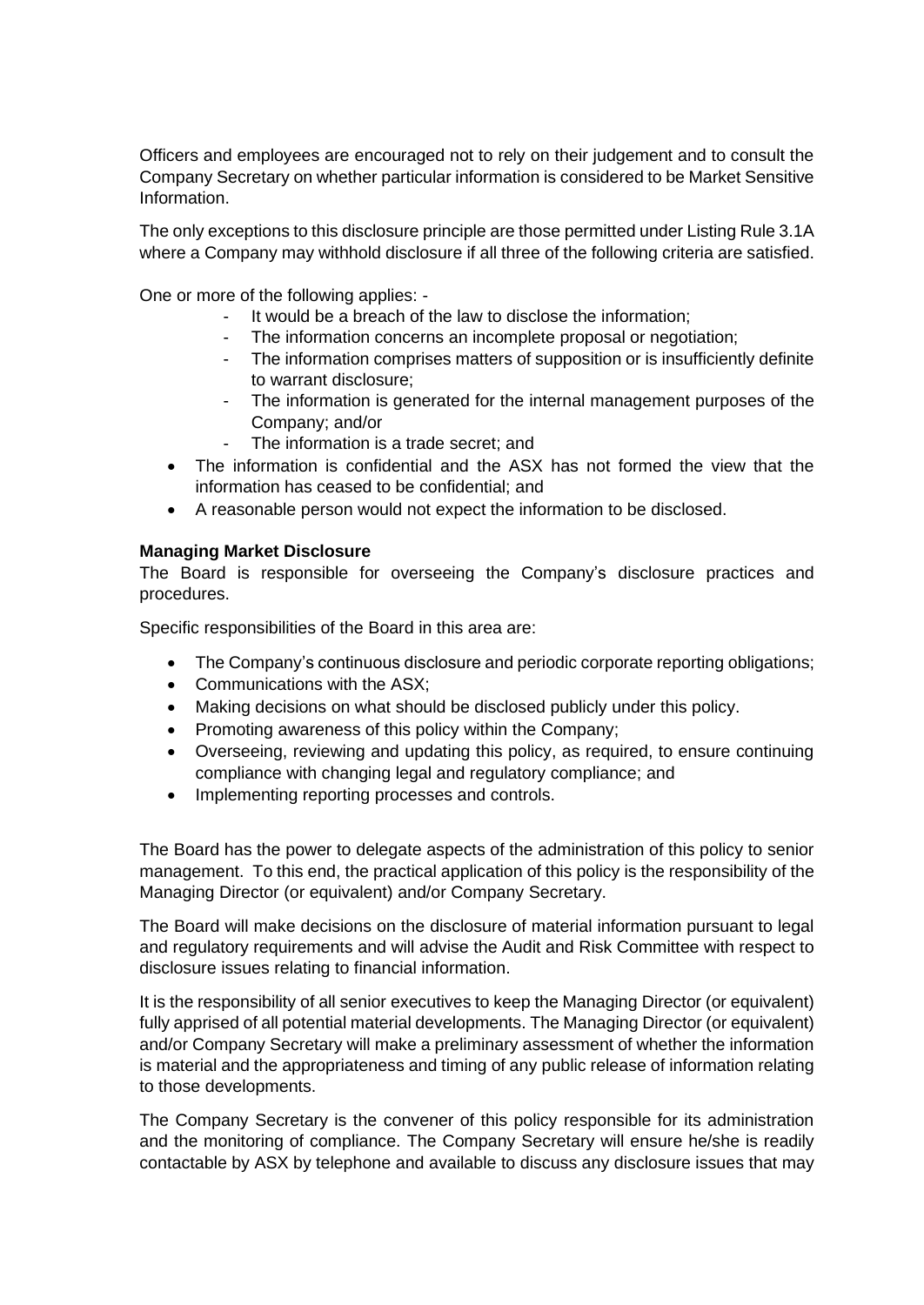Officers and employees are encouraged not to rely on their judgement and to consult the Company Secretary on whether particular information is considered to be Market Sensitive Information.

The only exceptions to this disclosure principle are those permitted under Listing Rule 3.1A where a Company may withhold disclosure if all three of the following criteria are satisfied.

One or more of the following applies: -

- It would be a breach of the law to disclose the information;
- The information concerns an incomplete proposal or negotiation;
- The information comprises matters of supposition or is insufficiently definite to warrant disclosure;
- The information is generated for the internal management purposes of the Company; and/or
- The information is a trade secret; and

- The information is confidential and the ASX has not formed the view that the information has ceased to be confidential; and
- A reasonable person would not expect the information to be disclosed.

**Managing Market Disclosure**

The Board is responsible for overseeing the Company's disclosure practices and procedures.

Specific responsibilities of the Board in this area are:

- The Company's continuous disclosure and periodic corporate reporting obligations;
- Communications with the ASX;
- Making decisions on what should be disclosed publicly under this policy.
- Promoting awareness of this policy within the Company;
- Overseeing, reviewing and updating this policy, as required, to ensure continuing compliance with changing legal and regulatory compliance; and
- Implementing reporting processes and controls.

The Board has the power to delegate aspects of the administration of this policy to senior management. To this end, the practical application of this policy is the responsibility of the Managing Director (or equivalent) and/or Company Secretary.

The Board will make decisions on the disclosure of material information pursuant to legal and regulatory requirements and will advise the Audit and Risk Committee with respect to disclosure issues relating to financial information.

It is the responsibility of all senior executives to keep the Managing Director (or equivalent) fully apprised of all potential material developments. The Managing Director (or equivalent) and/or Company Secretary will make a preliminary assessment of whether the information is material and the appropriateness and timing of any public release of information relating to those developments.

The Company Secretary is the convener of this policy responsible for its administration and the monitoring of compliance. The Company Secretary will ensure he/she is readily contactable by ASX by telephone and available to discuss any disclosure issues that may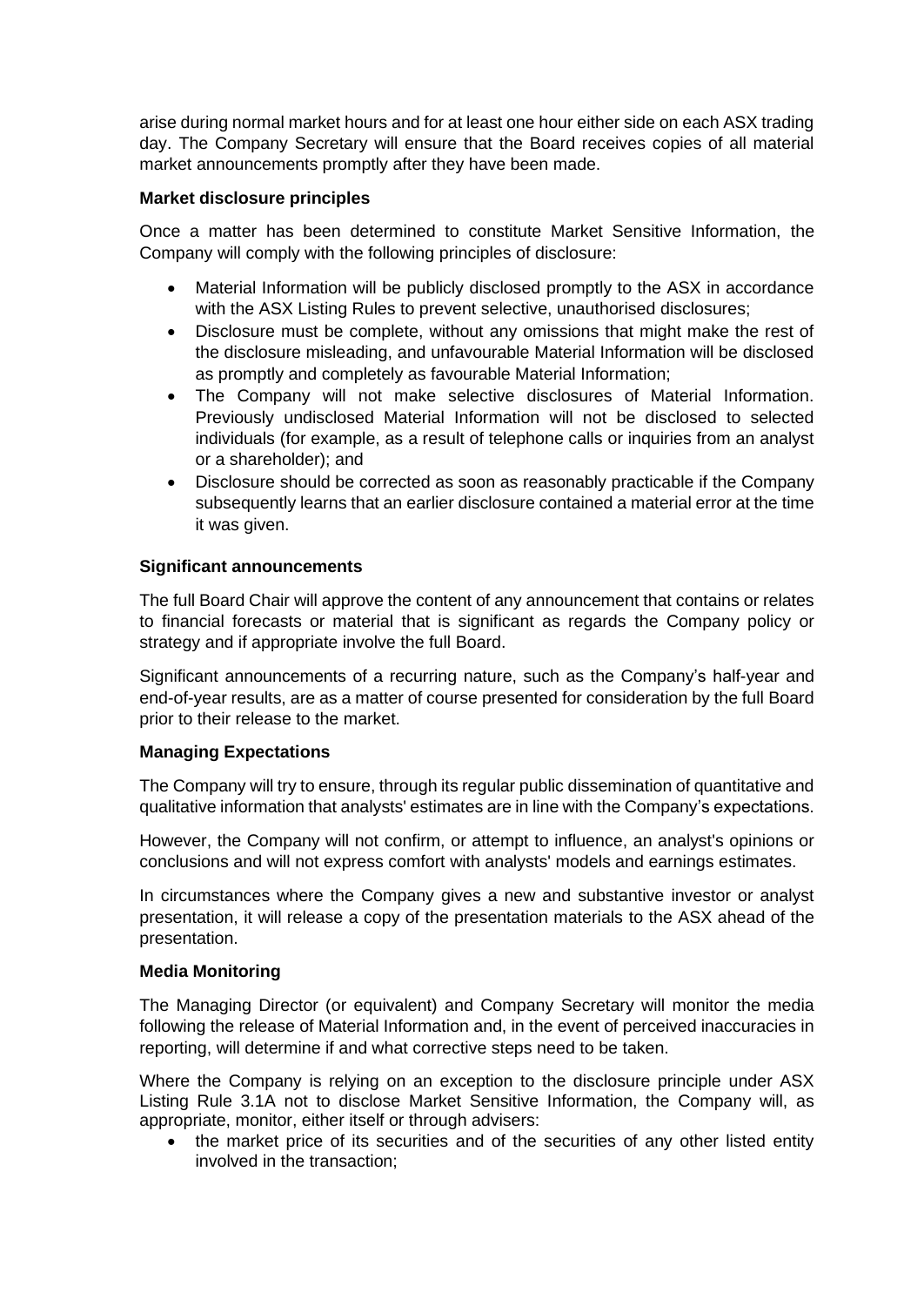arise during normal market hours and for at least one hour either side on each ASX trading day. The Company Secretary will ensure that the Board receives copies of all material market announcements promptly after they have been made.

**Market disclosure principles**

Once a matter has been determined to constitute Market Sensitive Information, the Company will comply with the following principles of disclosure:

- Material Information will be publicly disclosed promptly to the ASX in accordance with the ASX Listing Rules to prevent selective, unauthorised disclosures;
- Disclosure must be complete, without any omissions that might make the rest of the disclosure misleading, and unfavourable Material Information will be disclosed as promptly and completely as favourable Material Information;
- The Company will not make selective disclosures of Material Information. Previously undisclosed Material Information will not be disclosed to selected individuals (for example, as a result of telephone calls or inquiries from an analyst or a shareholder); and
- Disclosure should be corrected as soon as reasonably practicable if the Company subsequently learns that an earlier disclosure contained a material error at the time it was given.

**Significant announcements**

The full Board Chair will approve the content of any announcement that contains or relates to financial forecasts or material that is significant as regards the Company policy or strategy and if appropriate involve the full Board.

Significant announcements of a recurring nature, such as the Company's half-year and end-of-year results, are as a matter of course presented for consideration by the full Board prior to their release to the market.

**Managing Expectations**

The Company will try to ensure, through its regular public dissemination of quantitative and qualitative information that analysts' estimates are in line with the Company's expectations.

However, the Company will not confirm, or attempt to influence, an analyst's opinions or conclusions and will not express comfort with analysts' models and earnings estimates.

In circumstances where the Company gives a new and substantive investor or analyst presentation, it will release a copy of the presentation materials to the ASX ahead of the presentation.

**Media Monitoring**

The Managing Director (or equivalent) and Company Secretary will monitor the media following the release of Material Information and, in the event of perceived inaccuracies in reporting, will determine if and what corrective steps need to be taken.

Where the Company is relying on an exception to the disclosure principle under ASX Listing Rule 3.1A not to disclose Market Sensitive Information, the Company will, as appropriate, monitor, either itself or through advisers:

- the market price of its securities and of the securities of any other listed entity involved in the transaction;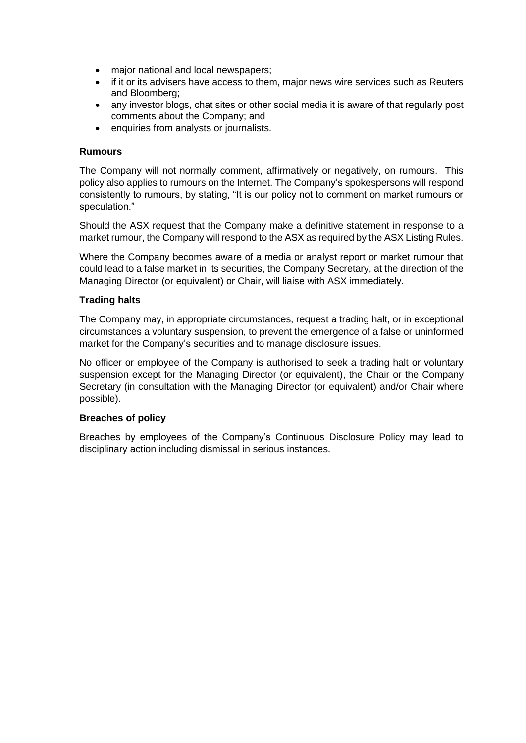- major national and local newspapers;
- if it or its advisers have access to them, major news wire services such as Reuters and Bloomberg;
- any investor blogs, chat sites or other social media it is aware of that regularly post comments about the Company; and
- enquiries from analysts or journalists.

**Rumours**

The Company will not normally comment, affirmatively or negatively, on rumours. This policy also applies to rumours on the Internet. The Company's spokespersons will respond consistently to rumours, by stating, "It is our policy not to comment on market rumours or speculation."

Should the ASX request that the Company make a definitive statement in response to a market rumour, the Company will respond to the ASX as required by the ASX Listing Rules.

Where the Company becomes aware of a media or analyst report or market rumour that could lead to a false market in its securities, the Company Secretary, at the direction of the Managing Director (or equivalent) or Chair, will liaise with ASX immediately.

**Trading halts**

The Company may, in appropriate circumstances, request a trading halt, or in exceptional circumstances a voluntary suspension, to prevent the emergence of a false or uninformed market for the Company's securities and to manage disclosure issues.

No officer or employee of the Company is authorised to seek a trading halt or voluntary suspension except for the Managing Director (or equivalent), the Chair or the Company Secretary (in consultation with the Managing Director (or equivalent) and/or Chair where possible).

**Breaches of policy**

Breaches by employees of the Company's Continuous Disclosure Policy may lead to disciplinary action including dismissal in serious instances.